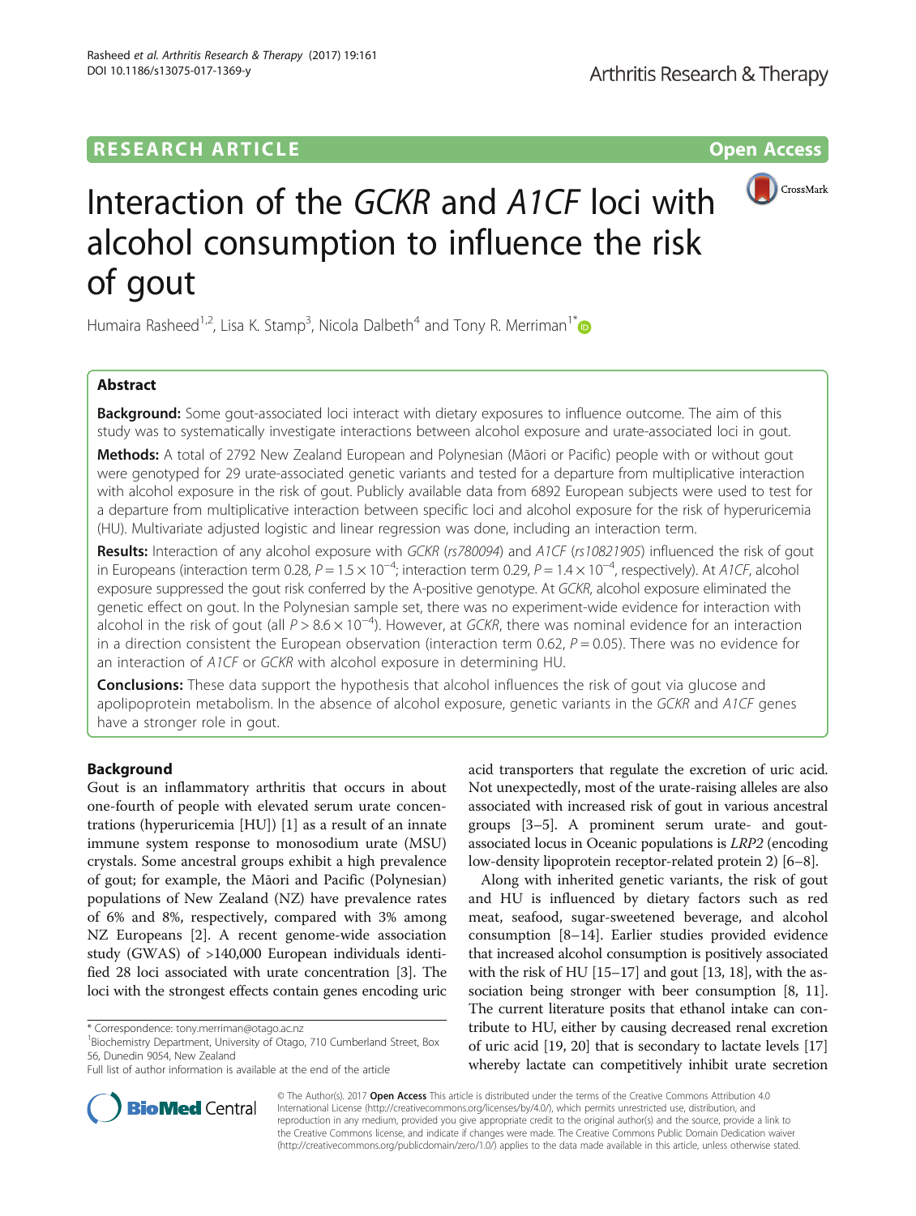RESEARCH ARTICLE

Open Access

# Interaction of the *GCKR* and *A1CF* loci with alcohol consumption to influence the risk of gout

Humaira Rasheed[1,2], Lisa K. Stamp[3], Nicola Dalbeth[4] and Tony R. Merriman[1*]

## Abstract

**Background:** Some gout-associated loci interact with dietary exposures to influence outcome. The aim of this study was to systematically investigate interactions between alcohol exposure and urate-associated loci in gout.

**Methods:** A total of 2792 New Zealand European and Polynesian (Māori or Pacific) people with or without gout were genotyped for 29 urate-associated genetic variants and tested for a departure from multiplicative interaction with alcohol exposure in the risk of gout. Publicly available data from 6892 European subjects were used to test for a departure from multiplicative interaction between specific loci and alcohol exposure for the risk of hyperuricemia (HU). Multivariate adjusted logistic and linear regression was done, including an interaction term.

**Results:** Interaction of any alcohol exposure with *GCKR* (*rs780094*) and *A1CF* (*rs10821905*) influenced the risk of gout in Europeans (interaction term 0.28, $P = 1.5 \times 10^{-4}$; interaction term 0.29, $P = 1.4 \times 10^{-4}$, respectively). At *A1CF*, alcohol exposure suppressed the gout risk conferred by the A-positive genotype. At *GCKR*, alcohol exposure eliminated the genetic effect on gout. In the Polynesian sample set, there was no experiment-wide evidence for interaction with alcohol in the risk of gout (all $P > 8.6 \times 10^{-4}$). However, at *GCKR*, there was nominal evidence for an interaction in a direction consistent the European observation (interaction term 0.62, $P = 0.05$). There was no evidence for an interaction of *A1CF* or *GCKR* with alcohol exposure in determining HU.

**Conclusions:** These data support the hypothesis that alcohol influences the risk of gout via glucose and apolipoprotein metabolism. In the absence of alcohol exposure, genetic variants in the *GCKR* and *A1CF* genes have a stronger role in gout.

## Background

Gout is an inflammatory arthritis that occurs in about one-fourth of people with elevated serum urate concentrations (hyperuricemia [HU]) [1] as a result of an innate immune system response to monosodium urate (MSU) crystals. Some ancestral groups exhibit a high prevalence of gout; for example, the Māori and Pacific (Polynesian) populations of New Zealand (NZ) have prevalence rates of 6% and 8%, respectively, compared with 3% among NZ Europeans [2]. A recent genome-wide association study (GWAS) of >140,000 European individuals identified 28 loci associated with urate concentration [3]. The loci with the strongest effects contain genes encoding uric acid transporters that regulate the excretion of uric acid. Not unexpectedly, most of the urate-raising alleles are also associated with increased risk of gout in various ancestral groups [3–5]. A prominent serum urate- and gout-associated locus in Oceanic populations is *LRP2* (encoding low-density lipoprotein receptor-related protein 2) [6–8].

Along with inherited genetic variants, the risk of gout and HU is influenced by dietary factors such as red meat, seafood, sugar-sweetened beverage, and alcohol consumption [8–14]. Earlier studies provided evidence that increased alcohol consumption is positively associated with the risk of HU [15–17] and gout [13, 18], with the association being stronger with beer consumption [8, 11]. The current literature posits that ethanol intake can contribute to HU, either by causing decreased renal excretion of uric acid [19, 20] that is secondary to lactate levels [17] whereby lactate can competitively inhibit urate secretion

\* Correspondence: tony.merriman@otago.ac.nz
[1]Biochemistry Department, University of Otago, 710 Cumberland Street, Box 56, Dunedin 9054, New Zealand
Full list of author information is available at the end of the article

© The Author(s). 2017 **Open Access** This article is distributed under the terms of the Creative Commons Attribution 4.0 International License (http://creativecommons.org/licenses/by/4.0/), which permits unrestricted use, distribution, and reproduction in any medium, provided you give appropriate credit to the original author(s) and the source, provide a link to the Creative Commons license, and indicate if changes were made. The Creative Commons Public Domain Dedication waiver (http://creativecommons.org/publicdomain/zero/1.0/) applies to the data made available in this article, unless otherwise stated.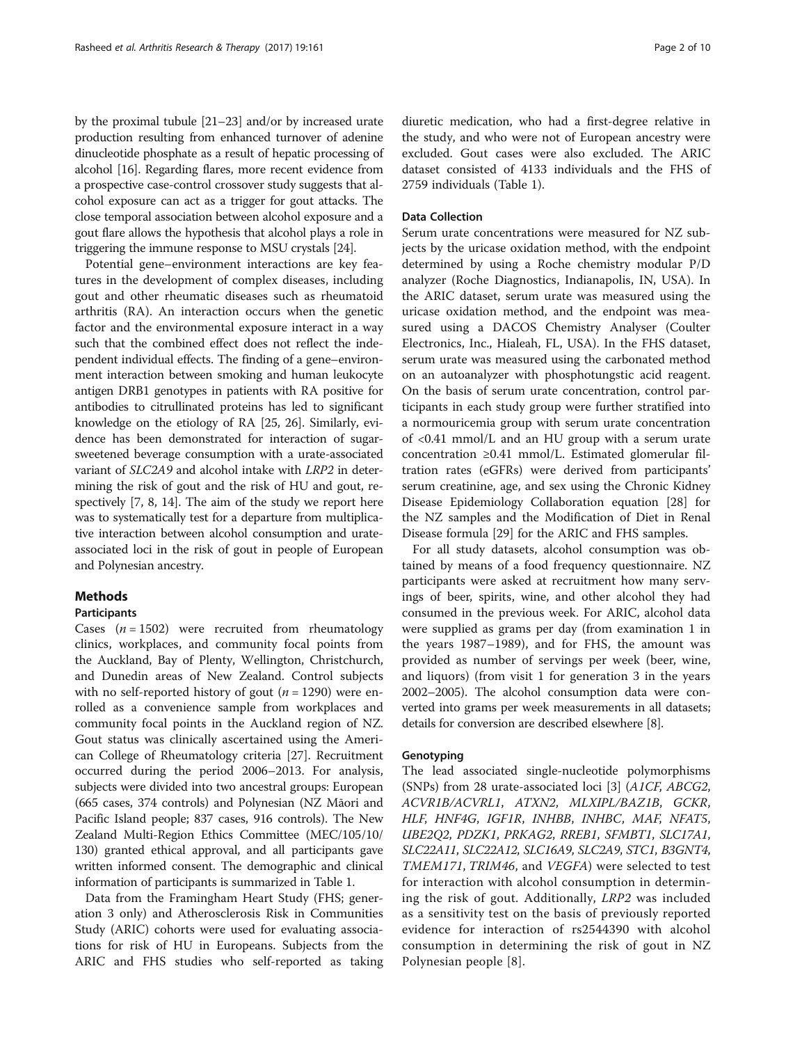by the proximal tubule [21–23] and/or by increased urate production resulting from enhanced turnover of adenine dinucleotide phosphate as a result of hepatic processing of alcohol [16]. Regarding flares, more recent evidence from a prospective case-control crossover study suggests that alcohol exposure can act as a trigger for gout attacks. The close temporal association between alcohol exposure and a gout flare allows the hypothesis that alcohol plays a role in triggering the immune response to MSU crystals [24].

Potential gene–environment interactions are key features in the development of complex diseases, including gout and other rheumatic diseases such as rheumatoid arthritis (RA). An interaction occurs when the genetic factor and the environmental exposure interact in a way such that the combined effect does not reflect the independent individual effects. The finding of a gene–environment interaction between smoking and human leukocyte antigen DRB1 genotypes in patients with RA positive for antibodies to citrullinated proteins has led to significant knowledge on the etiology of RA [25, 26]. Similarly, evidence has been demonstrated for interaction of sugar-sweetened beverage consumption with a urate-associated variant of *SLC2A9* and alcohol intake with *LRP2* in determining the risk of gout and the risk of HU and gout, respectively [7, 8, 14]. The aim of the study we report here was to systematically test for a departure from multiplicative interaction between alcohol consumption and urate-associated loci in the risk of gout in people of European and Polynesian ancestry.

## Methods

### Participants

Cases ($n = 1502$) were recruited from rheumatology clinics, workplaces, and community focal points from the Auckland, Bay of Plenty, Wellington, Christchurch, and Dunedin areas of New Zealand. Control subjects with no self-reported history of gout ($n = 1290$) were enrolled as a convenience sample from workplaces and community focal points in the Auckland region of NZ. Gout status was clinically ascertained using the American College of Rheumatology criteria [27]. Recruitment occurred during the period 2006–2013. For analysis, subjects were divided into two ancestral groups: European (665 cases, 374 controls) and Polynesian (NZ Māori and Pacific Island people; 837 cases, 916 controls). The New Zealand Multi-Region Ethics Committee (MEC/105/10/130) granted ethical approval, and all participants gave written informed consent. The demographic and clinical information of participants is summarized in Table 1.

Data from the Framingham Heart Study (FHS; generation 3 only) and Atherosclerosis Risk in Communities Study (ARIC) cohorts were used for evaluating associations for risk of HU in Europeans. Subjects from the ARIC and FHS studies who self-reported as taking diuretic medication, who had a first-degree relative in the study, and who were not of European ancestry were excluded. Gout cases were also excluded. The ARIC dataset consisted of 4133 individuals and the FHS of 2759 individuals (Table 1).

### Data Collection

Serum urate concentrations were measured for NZ subjects by the uricase oxidation method, with the endpoint determined by using a Roche chemistry modular P/D analyzer (Roche Diagnostics, Indianapolis, IN, USA). In the ARIC dataset, serum urate was measured using the uricase oxidation method, and the endpoint was measured using a DACOS Chemistry Analyser (Coulter Electronics, Inc., Hialeah, FL, USA). In the FHS dataset, serum urate was measured using the carbonated method on an autoanalyzer with phosphotungstic acid reagent. On the basis of serum urate concentration, control participants in each study group were further stratified into a normouricemia group with serum urate concentration of <0.41 mmol/L and an HU group with a serum urate concentration ≥0.41 mmol/L. Estimated glomerular filtration rates (eGFRs) were derived from participants' serum creatinine, age, and sex using the Chronic Kidney Disease Epidemiology Collaboration equation [28] for the NZ samples and the Modification of Diet in Renal Disease formula [29] for the ARIC and FHS samples.

For all study datasets, alcohol consumption was obtained by means of a food frequency questionnaire. NZ participants were asked at recruitment how many servings of beer, spirits, wine, and other alcohol they had consumed in the previous week. For ARIC, alcohol data were supplied as grams per day (from examination 1 in the years 1987–1989), and for FHS, the amount was provided as number of servings per week (beer, wine, and liquors) (from visit 1 for generation 3 in the years 2002–2005). The alcohol consumption data were converted into grams per week measurements in all datasets; details for conversion are described elsewhere [8].

### Genotyping

The lead associated single-nucleotide polymorphisms (SNPs) from 28 urate-associated loci [3] (*A1CF*, *ABCG2*, *ACVR1B/ACVRL1*, *ATXN2*, *MLXIPL/BAZ1B*, *GCKR*, *HLF*, *HNF4G*, *IGF1R*, *INHBB*, *INHBC*, *MAF*, *NFAT5*, *UBE2Q2*, *PDZK1*, *PRKAG2*, *RREB1*, *SFMBT1*, *SLC17A1*, *SLC22A11*, *SLC22A12*, *SLC16A9*, *SLC2A9*, *STC1*, *B3GNT4*, *TMEM171*, *TRIM46*, and *VEGFA*) were selected to test for interaction with alcohol consumption in determining the risk of gout. Additionally, *LRP2* was included as a sensitivity test on the basis of previously reported evidence for interaction of rs2544390 with alcohol consumption in determining the risk of gout in NZ Polynesian people [8].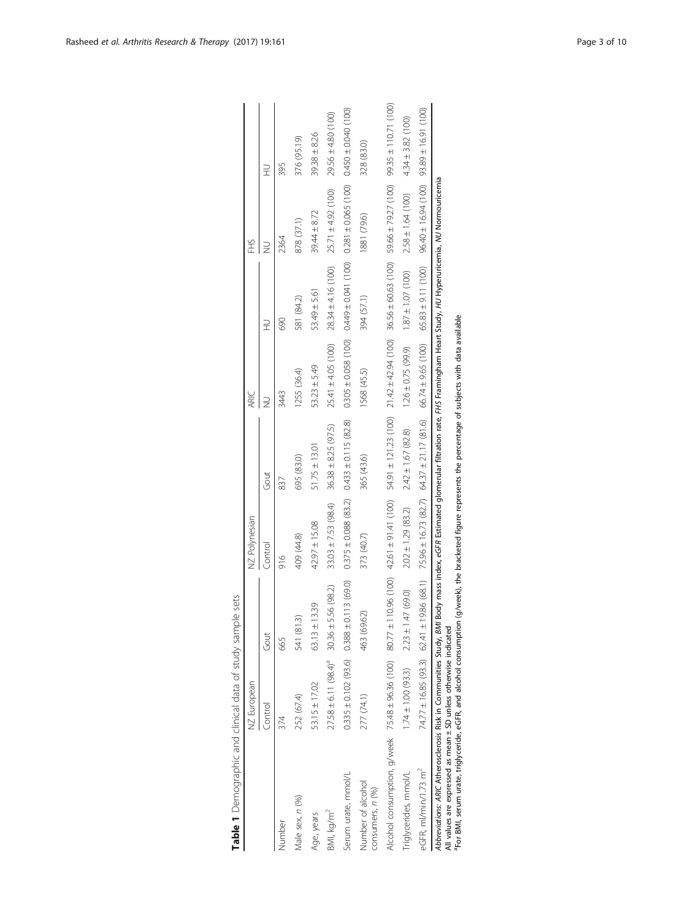**Table 1** Demographic and clinical data of study sample sets

| | NZ European | | NZ Polynesian | | ARIC | | FHS | |
|---|---|---|---|---|---|---|---|---|
| | Control | Gout | Control | Gout | NU | HU | NU | HU |
| Number | 374 | 665 | 916 | 837 | 3443 | 690 | 2364 | 395 |
| Male sex, *n* (%) | 252 (67.4) | 541 (81.3) | 409 (44.8) | 695 (83.0) | 1255 (36.4) | 581 (84.2) | 878 (37.1) | 376 (95.19) |
| Age, years | 53.15 ± 17.02 | 63.13 ± 13.39 | 42.97 ± 15.08 | 51.75 ± 13.01 | 53.23 ± 5.49 | 53.49 ± 5.61 | 39.44 ± 8.72 | 39.38 ± 8.26 |
| BMI, kg/m$^2$ | 27.58 ± 6.11 (98.4)[a] | 30.36 ± 5.56 (98.2) | 33.03 ± 7.53 (98.4) | 36.38 ± 8.25 (97.5) | 25.41 ± 4.05 (100) | 28.34 ± 4.16 (100) | 25.71 ± 4.92 (100) | 29.56 ± 4.80 (100) |
| Serum urate, mmol/L | 0.335 ± 0.102 (93.6) | 0.388 ± 0.113 (69.0) | 0.375 ± 0.088 (83.2) | 0.433 ± 0.115 (82.8) | 0.305 ± 0.058 (100) | 0.449 ± 0.041 (100) | 0.281 ± 0.065 (100) | 0.450 ± 0.040 (100) |
| Number of alcohol consumers, *n* (%) | 277 (74.1) | 463 (69.62) | 373 (40.7) | 365 (43.6) | 1568 (45.5) | 394 (57.1) | 1881 (79.6) | 328 (83.0) |
| Alcohol consumption, g/week | 75.48 ± 96.36 (100) | 80.77 ± 110.96 (100) | 42.61 ± 91.41 (100) | 54.91 ± 121.23 (100) | 21.42 ± 42.94 (100) | 36.56 ± 60.63 (100) | 59.66 ± 79.27 (100) | 99.35 ± 110.71 (100) |
| Triglycerides, mmol/L | 1.74 ± 1.00 (93.3) | 2.23 ± 1.47 (69.0) | 2.02 ± 1.29 (83.2) | 2.42 ± 1.67 (82.8) | 1.26 ± 0.75 (99.9) | 1.87 ± 1.07 (100) | 2.58 ± 1.64 (100) | 4.34 ± 3.82 (100) |
| eGFR, ml/min/1.73 m$^2$ | 74.77 ± 16.85 (93.3) | 62.41 ± 19.86 (68.1) | 75.96 ± 16.73 (82.7) | 64.37 ± 21.17 (81.6) | 66.74 ± 9.65 (100) | 65.83 ± 9.11 (100) | 96.40 ± 16.94 (100) | 93.89 ± 16.91 (100) |

*Abbreviations*: *ARIC* Atherosclerosis Risk in Communities Study, *BMI* Body mass index, *eGFR* Estimated glomerular filtration rate, *FHS* Framingham Heart Study, *HU* Hyperuricemia, *NU* Normouricemia

All values are expressed as mean ± SD unless otherwise indicated

[a]For BMI, serum urate, triglyceride, eGFR, and alcohol consumption (g/week), the bracketed figure represents the percentage of subjects with data available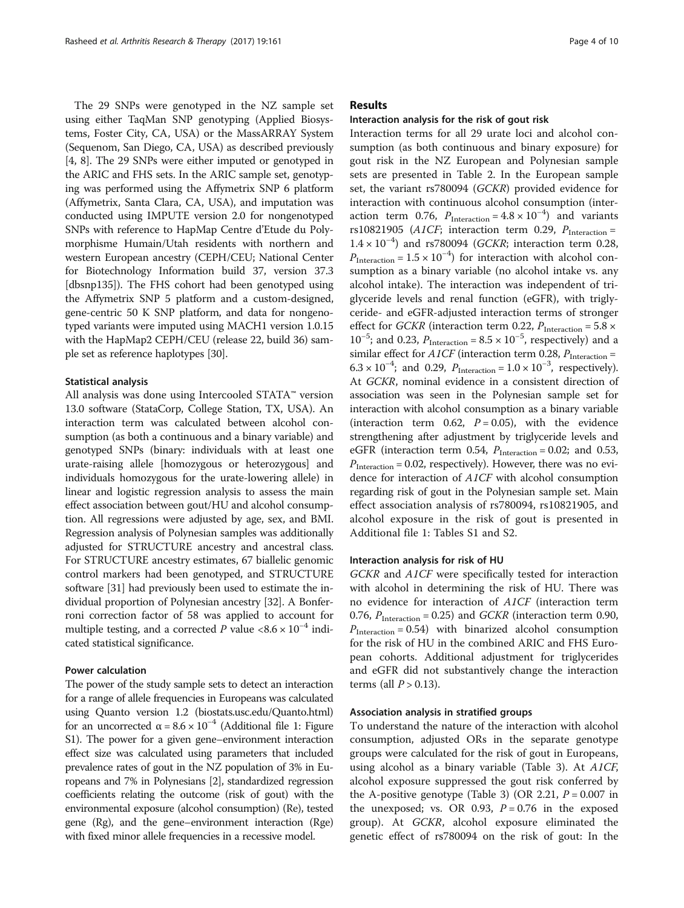The 29 SNPs were genotyped in the NZ sample set using either TaqMan SNP genotyping (Applied Biosystems, Foster City, CA, USA) or the MassARRAY System (Sequenom, San Diego, CA, USA) as described previously [4, 8]. The 29 SNPs were either imputed or genotyped in the ARIC and FHS sets. In the ARIC sample set, genotyping was performed using the Affymetrix SNP 6 platform (Affymetrix, Santa Clara, CA, USA), and imputation was conducted using IMPUTE version 2.0 for nongenotyped SNPs with reference to HapMap Centre d'Etude du Polymorphisme Humain/Utah residents with northern and western European ancestry (CEPH/CEU; National Center for Biotechnology Information build 37, version 37.3 [dbsnp135]). The FHS cohort had been genotyped using the Affymetrix SNP 5 platform and a custom-designed, gene-centric 50 K SNP platform, and data for nongenotyped variants were imputed using MACH1 version 1.0.15 with the HapMap2 CEPH/CEU (release 22, build 36) sample set as reference haplotypes [30].

### Statistical analysis

All analysis was done using Intercooled STATA™ version 13.0 software (StataCorp, College Station, TX, USA). An interaction term was calculated between alcohol consumption (as both a continuous and a binary variable) and genotyped SNPs (binary: individuals with at least one urate-raising allele [homozygous or heterozygous] and individuals homozygous for the urate-lowering allele) in linear and logistic regression analysis to assess the main effect association between gout/HU and alcohol consumption. All regressions were adjusted by age, sex, and BMI. Regression analysis of Polynesian samples was additionally adjusted for STRUCTURE ancestry and ancestral class. For STRUCTURE ancestry estimates, 67 biallelic genomic control markers had been genotyped, and STRUCTURE software [31] had previously been used to estimate the individual proportion of Polynesian ancestry [32]. A Bonferroni correction factor of 58 was applied to account for multiple testing, and a corrected $P$ value $<8.6 \times 10^{-4}$ indicated statistical significance.

### Power calculation

The power of the study sample sets to detect an interaction for a range of allele frequencies in Europeans was calculated using Quanto version 1.2 (biostats.usc.edu/Quanto.html) for an uncorrected $\alpha = 8.6 \times 10^{-4}$ (Additional file 1: Figure S1). The power for a given gene–environment interaction effect size was calculated using parameters that included prevalence rates of gout in the NZ population of 3% in Europeans and 7% in Polynesians [2], standardized regression coefficients relating the outcome (risk of gout) with the environmental exposure (alcohol consumption) (Re), tested gene (Rg), and the gene–environment interaction (Rge) with fixed minor allele frequencies in a recessive model.

## Results

### Interaction analysis for the risk of gout risk

Interaction terms for all 29 urate loci and alcohol consumption (as both continuous and binary exposure) for gout risk in the NZ European and Polynesian sample sets are presented in Table 2. In the European sample set, the variant rs780094 (*GCKR*) provided evidence for interaction with continuous alcohol consumption (interaction term 0.76, $P_{\text{Interaction}} = 4.8 \times 10^{-4}$) and variants rs10821905 (*A1CF*; interaction term 0.29, $P_{\text{Interaction}} = 1.4 \times 10^{-4}$) and rs780094 (*GCKR*; interaction term 0.28, $P_{\text{Interaction}} = 1.5 \times 10^{-4}$) for interaction with alcohol consumption as a binary variable (no alcohol intake vs. any alcohol intake). The interaction was independent of triglyceride levels and renal function (eGFR), with triglyceride- and eGFR-adjusted interaction terms of stronger effect for *GCKR* (interaction term 0.22, $P_{\text{Interaction}} = 5.8 \times 10^{-5}$; and 0.23, $P_{\text{Interaction}} = 8.5 \times 10^{-5}$, respectively) and a similar effect for *A1CF* (interaction term 0.28, $P_{\text{Interaction}} = 6.3 \times 10^{-4}$; and 0.29, $P_{\text{Interaction}} = 1.0 \times 10^{-3}$, respectively). At *GCKR*, nominal evidence in a consistent direction of association was seen in the Polynesian sample set for interaction with alcohol consumption as a binary variable (interaction term 0.62, $P = 0.05$), with the evidence strengthening after adjustment by triglyceride levels and eGFR (interaction term 0.54, $P_{\text{Interaction}} = 0.02$; and 0.53, $P_{\text{Interaction}} = 0.02$, respectively). However, there was no evidence for interaction of *A1CF* with alcohol consumption regarding risk of gout in the Polynesian sample set. Main effect association analysis of rs780094, rs10821905, and alcohol exposure in the risk of gout is presented in Additional file 1: Tables S1 and S2.

### Interaction analysis for risk of HU

*GCKR* and *A1CF* were specifically tested for interaction with alcohol in determining the risk of HU. There was no evidence for interaction of *A1CF* (interaction term 0.76, $P_{\text{Interaction}} = 0.25$) and *GCKR* (interaction term 0.90, $P_{\text{Interaction}} = 0.54$) with binarized alcohol consumption for the risk of HU in the combined ARIC and FHS European cohorts. Additional adjustment for triglycerides and eGFR did not substantively change the interaction terms (all $P > 0.13$).

### Association analysis in stratified groups

To understand the nature of the interaction with alcohol consumption, adjusted ORs in the separate genotype groups were calculated for the risk of gout in Europeans, using alcohol as a binary variable (Table 3). At *A1CF*, alcohol exposure suppressed the gout risk conferred by the A-positive genotype (Table 3) (OR 2.21, $P = 0.007$ in the unexposed; vs. OR 0.93, $P = 0.76$ in the exposed group). At *GCKR*, alcohol exposure eliminated the genetic effect of rs780094 on the risk of gout: In the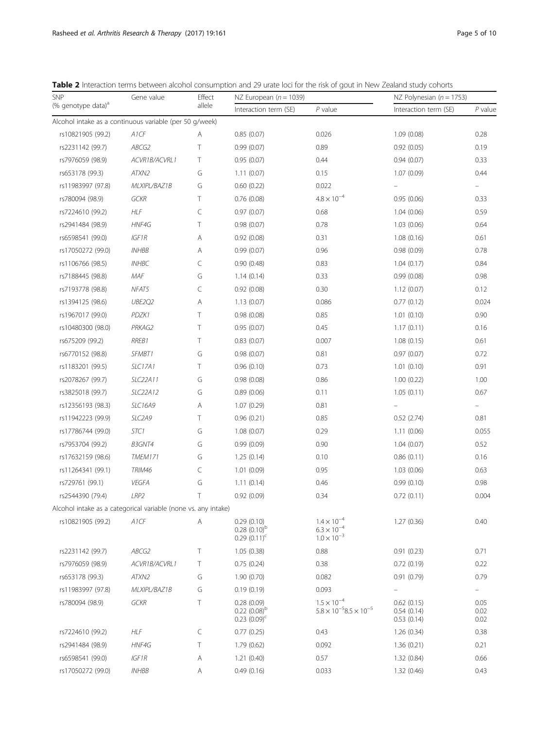**Table 2** Interaction terms between alcohol consumption and 29 urate loci for the risk of gout in New Zealand study cohorts

| SNP (% genotype data)[a] | Gene value | Effect allele | NZ European (n = 1039) | | NZ Polynesian (n = 1753) | |
|---|---|---|---|---|---|---|
| | | | Interaction term (SE) | *P* value | Interaction term (SE) | *P* value |
| Alcohol intake as a continuous variable (per 50 g/week) | | | | | | |
| rs10821905 (99.2) | *A1CF* | A | 0.85 (0.07) | 0.026 | 1.09 (0.08) | 0.28 |
| rs2231142 (99.7) | *ABCG2* | T | 0.99 (0.07) | 0.89 | 0.92 (0.05) | 0.19 |
| rs7976059 (98.9) | *ACVR1B/ACVRL1* | T | 0.95 (0.07) | 0.44 | 0.94 (0.07) | 0.33 |
| rs653178 (99.3) | *ATXN2* | G | 1.11 (0.07) | 0.15 | 1.07 (0.09) | 0.44 |
| rs11983997 (97.8) | *MLXIPL/BAZ1B* | G | 0.60 (0.22) | 0.022 | – | – |
| rs780094 (98.9) | *GCKR* | T | 0.76 (0.08) | $4.8 \times 10^{-4}$ | 0.95 (0.06) | 0.33 |
| rs7224610 (99.2) | *HLF* | C | 0.97 (0.07) | 0.68 | 1.04 (0.06) | 0.59 |
| rs2941484 (98.9) | *HNF4G* | T | 0.98 (0.07) | 0.78 | 1.03 (0.06) | 0.64 |
| rs6598541 (99.0) | *IGF1R* | A | 0.92 (0.08) | 0.31 | 1.08 (0.16) | 0.61 |
| rs17050272 (99.0) | *INHBB* | A | 0.99 (0.07) | 0.96 | 0.98 (0.09) | 0.78 |
| rs1106766 (98.5) | *INHBC* | C | 0.90 (0.48) | 0.83 | 1.04 (0.17) | 0.84 |
| rs7188445 (98.8) | *MAF* | G | 1.14 (0.14) | 0.33 | 0.99 (0.08) | 0.98 |
| rs7193778 (98.8) | *NFAT5* | C | 0.92 (0.08) | 0.30 | 1.12 (0.07) | 0.12 |
| rs1394125 (98.6) | *UBE2Q2* | A | 1.13 (0.07) | 0.086 | 0.77 (0.12) | 0.024 |
| rs1967017 (99.0) | *PDZK1* | T | 0.98 (0.08) | 0.85 | 1.01 (0.10) | 0.90 |
| rs10480300 (98.0) | *PRKAG2* | T | 0.95 (0.07) | 0.45 | 1.17 (0.11) | 0.16 |
| rs675209 (99.2) | *RREB1* | T | 0.83 (0.07) | 0.007 | 1.08 (0.15) | 0.61 |
| rs6770152 (98.8) | *SFMBT1* | G | 0.98 (0.07) | 0.81 | 0.97 (0.07) | 0.72 |
| rs1183201 (99.5) | *SLC17A1* | T | 0.96 (0.10) | 0.73 | 1.01 (0.10) | 0.91 |
| rs2078267 (99.7) | *SLC22A11* | G | 0.98 (0.08) | 0.86 | 1.00 (0.22) | 1.00 |
| rs3825018 (99.7) | *SLC22A12* | G | 0.89 (0.06) | 0.11 | 1.05 (0.11) | 0.67 |
| rs12356193 (98.3) | *SLC16A9* | A | 1.07 (0.29) | 0.81 | – | – |
| rs11942223 (99.9) | *SLC2A9* | T | 0.96 (0.21) | 0.85 | 0.52 (2.74) | 0.81 |
| rs17786744 (99.0) | *STC1* | G | 1.08 (0.07) | 0.29 | 1.11 (0.06) | 0.055 |
| rs7953704 (99.2) | *B3GNT4* | G | 0.99 (0.09) | 0.90 | 1.04 (0.07) | 0.52 |
| rs17632159 (98.6) | *TMEM171* | G | 1.25 (0.14) | 0.10 | 0.86 (0.11) | 0.16 |
| rs11264341 (99.1) | *TRIM46* | C | 1.01 (0.09) | 0.95 | 1.03 (0.06) | 0.63 |
| rs729761 (99.1) | *VEGFA* | G | 1.11 (0.14) | 0.46 | 0.99 (0.10) | 0.98 |
| rs2544390 (79.4) | *LRP2* | T | 0.92 (0.09) | 0.34 | 0.72 (0.11) | 0.004 |
| Alcohol intake as a categorical variable (none vs. any intake) | | | | | | |
| rs10821905 (99.2) | *A1CF* | A | 0.29 (0.10)<br>0.28 (0.10)[b]<br>0.29 (0.11)[c] | $1.4 \times 10^{-4}$<br>$6.3 \times 10^{-4}$<br>$1.0 \times 10^{-3}$ | 1.27 (0.36) | 0.40 |
| rs2231142 (99.7) | *ABCG2* | T | 1.05 (0.38) | 0.88 | 0.91 (0.23) | 0.71 |
| rs7976059 (98.9) | *ACVR1B/ACVRL1* | T | 0.75 (0.24) | 0.38 | 0.72 (0.19) | 0.22 |
| rs653178 (99.3) | *ATXN2* | G | 1.90 (0.70) | 0.082 | 0.91 (0.79) | 0.79 |
| rs11983997 (97.8) | *MLXIPL/BAZ1B* | G | 0.19 (0.19) | 0.093 | – | – |
| rs780094 (98.9) | *GCKR* | T | 0.28 (0.09)<br>0.22 (0.08)[b]<br>0.23 (0.09)[c] | $1.5 \times 10^{-4}$<br>$5.8 \times 10^{-5}$<br>$8.5 \times 10^{-5}$ | 0.62 (0.15)<br>0.54 (0.14)<br>0.53 (0.14) | 0.05<br>0.02<br>0.02 |
| rs7224610 (99.2) | *HLF* | C | 0.77 (0.25) | 0.43 | 1.26 (0.34) | 0.38 |
| rs2941484 (98.9) | *HNF4G* | T | 1.79 (0.62) | 0.092 | 1.36 (0.21) | 0.21 |
| rs6598541 (99.0) | *IGF1R* | A | 1.21 (0.40) | 0.57 | 1.32 (0.84) | 0.66 |
| rs17050272 (99.0) | *INHBB* | A | 0.49 (0.16) | 0.033 | 1.32 (0.46) | 0.43 |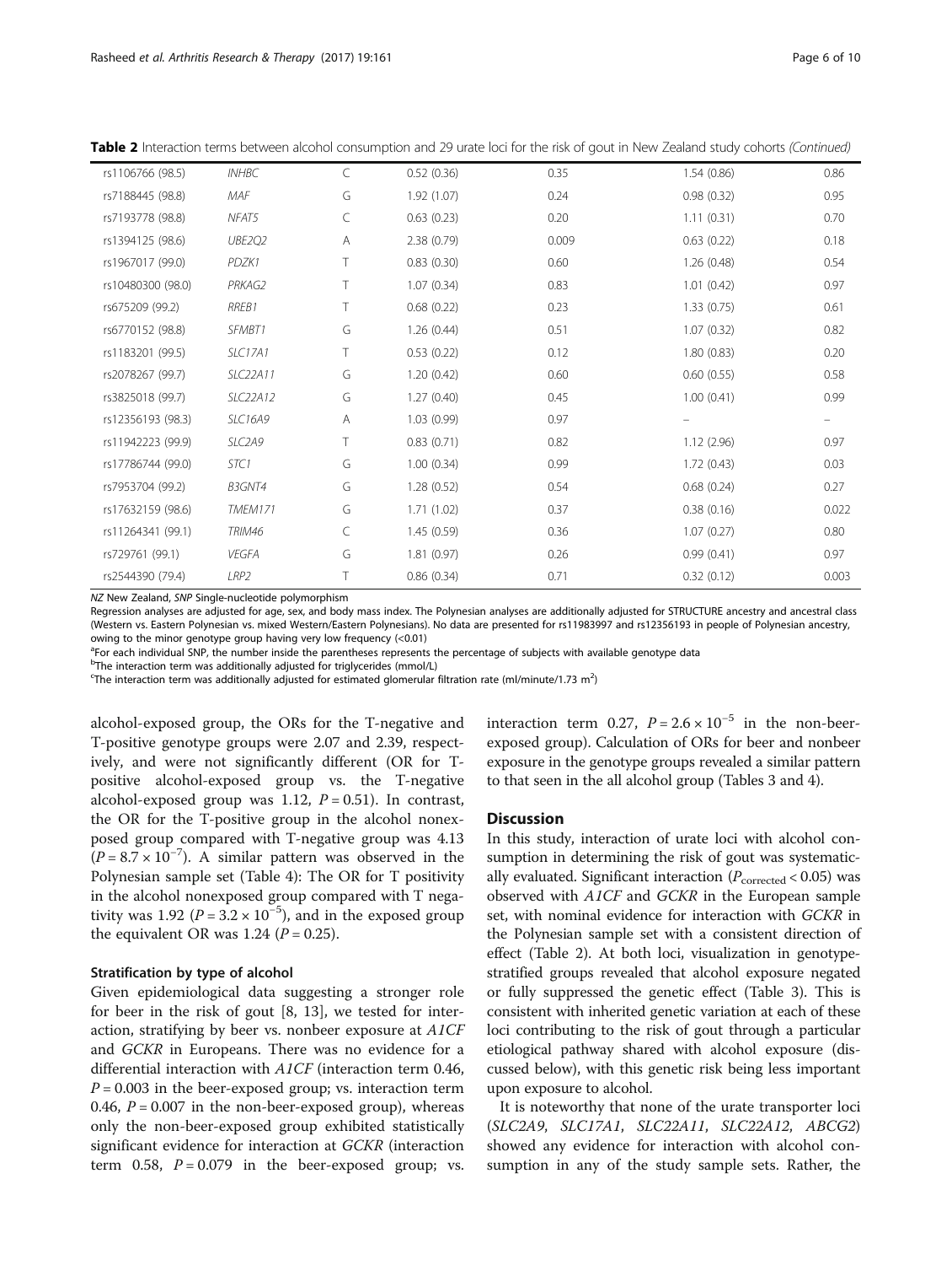**Table 2** Interaction terms between alcohol consumption and 29 urate loci for the risk of gout in New Zealand study cohorts *(Continued)*

| | | | | | | |
|---|---|---|---|---|---|---|
| rs1106766 (98.5) | *INHBC* | C | 0.52 (0.36) | 0.35 | 1.54 (0.86) | 0.86 |
| rs7188445 (98.8) | *MAF* | G | 1.92 (1.07) | 0.24 | 0.98 (0.32) | 0.95 |
| rs7193778 (98.8) | *NFAT5* | C | 0.63 (0.23) | 0.20 | 1.11 (0.31) | 0.70 |
| rs1394125 (98.6) | *UBE2Q2* | A | 2.38 (0.79) | 0.009 | 0.63 (0.22) | 0.18 |
| rs1967017 (99.0) | *PDZK1* | T | 0.83 (0.30) | 0.60 | 1.26 (0.48) | 0.54 |
| rs10480300 (98.0) | *PRKAG2* | T | 1.07 (0.34) | 0.83 | 1.01 (0.42) | 0.97 |
| rs675209 (99.2) | *RREB1* | T | 0.68 (0.22) | 0.23 | 1.33 (0.75) | 0.61 |
| rs6770152 (98.8) | *SFMBT1* | G | 1.26 (0.44) | 0.51 | 1.07 (0.32) | 0.82 |
| rs1183201 (99.5) | *SLC17A1* | T | 0.53 (0.22) | 0.12 | 1.80 (0.83) | 0.20 |
| rs2078267 (99.7) | *SLC22A11* | G | 1.20 (0.42) | 0.60 | 0.60 (0.55) | 0.58 |
| rs3825018 (99.7) | *SLC22A12* | G | 1.27 (0.40) | 0.45 | 1.00 (0.41) | 0.99 |
| rs12356193 (98.3) | *SLC16A9* | A | 1.03 (0.99) | 0.97 | – | – |
| rs11942223 (99.9) | *SLC2A9* | T | 0.83 (0.71) | 0.82 | 1.12 (2.96) | 0.97 |
| rs17786744 (99.0) | *STC1* | G | 1.00 (0.34) | 0.99 | 1.72 (0.43) | 0.03 |
| rs7953704 (99.2) | *B3GNT4* | G | 1.28 (0.52) | 0.54 | 0.68 (0.24) | 0.27 |
| rs17632159 (98.6) | *TMEM171* | G | 1.71 (1.02) | 0.37 | 0.38 (0.16) | 0.022 |
| rs11264341 (99.1) | *TRIM46* | C | 1.45 (0.59) | 0.36 | 1.07 (0.27) | 0.80 |
| rs729761 (99.1) | *VEGFA* | G | 1.81 (0.97) | 0.26 | 0.99 (0.41) | 0.97 |
| rs2544390 (79.4) | *LRP2* | T | 0.86 (0.34) | 0.71 | 0.32 (0.12) | 0.003 |

*NZ* New Zealand, *SNP* Single-nucleotide polymorphism

Regression analyses are adjusted for age, sex, and body mass index. The Polynesian analyses are additionally adjusted for STRUCTURE ancestry and ancestral class (Western vs. Eastern Polynesian vs. mixed Western/Eastern Polynesians). No data are presented for rs11983997 and rs12356193 in people of Polynesian ancestry, owing to the minor genotype group having very low frequency (<0.01)

[a] For each individual SNP, the number inside the parentheses represents the percentage of subjects with available genotype data

[b] The interaction term was additionally adjusted for triglycerides (mmol/L)

[c] The interaction term was additionally adjusted for estimated glomerular filtration rate (ml/minute/1.73 $m^2$)

alcohol-exposed group, the ORs for the T-negative and T-positive genotype groups were 2.07 and 2.39, respectively, and were not significantly different (OR for T-positive alcohol-exposed group vs. the T-negative alcohol-exposed group was 1.12, $P = 0.51$). In contrast, the OR for the T-positive group in the alcohol nonexposed group compared with T-negative group was 4.13 ($P = 8.7 \times 10^{-7}$). A similar pattern was observed in the Polynesian sample set (Table 4): The OR for T positivity in the alcohol nonexposed group compared with T negativity was 1.92 ($P = 3.2 \times 10^{-5}$), and in the exposed group the equivalent OR was 1.24 ($P = 0.25$).

### Stratification by type of alcohol

Given epidemiological data suggesting a stronger role for beer in the risk of gout [8, 13], we tested for interaction, stratifying by beer vs. nonbeer exposure at *A1CF* and *GCKR* in Europeans. There was no evidence for a differential interaction with *A1CF* (interaction term 0.46, $P = 0.003$ in the beer-exposed group; vs. interaction term 0.46, $P = 0.007$ in the non-beer-exposed group), whereas only the non-beer-exposed group exhibited statistically significant evidence for interaction at *GCKR* (interaction term 0.58, $P = 0.079$ in the beer-exposed group; vs. interaction term 0.27, $P = 2.6 \times 10^{-5}$ in the non-beer-exposed group). Calculation of ORs for beer and nonbeer exposure in the genotype groups revealed a similar pattern to that seen in the all alcohol group (Tables 3 and 4).

## Discussion

In this study, interaction of urate loci with alcohol consumption in determining the risk of gout was systematically evaluated. Significant interaction ($P_{corrected} < 0.05$) was observed with *A1CF* and *GCKR* in the European sample set, with nominal evidence for interaction with *GCKR* in the Polynesian sample set with a consistent direction of effect (Table 2). At both loci, visualization in genotype-stratified groups revealed that alcohol exposure negated or fully suppressed the genetic effect (Table 3). This is consistent with inherited genetic variation at each of these loci contributing to the risk of gout through a particular etiological pathway shared with alcohol exposure (discussed below), with this genetic risk being less important upon exposure to alcohol.

It is noteworthy that none of the urate transporter loci (*SLC2A9*, *SLC17A1*, *SLC22A11*, *SLC22A12*, *ABCG2*) showed any evidence for interaction with alcohol consumption in any of the study sample sets. Rather, the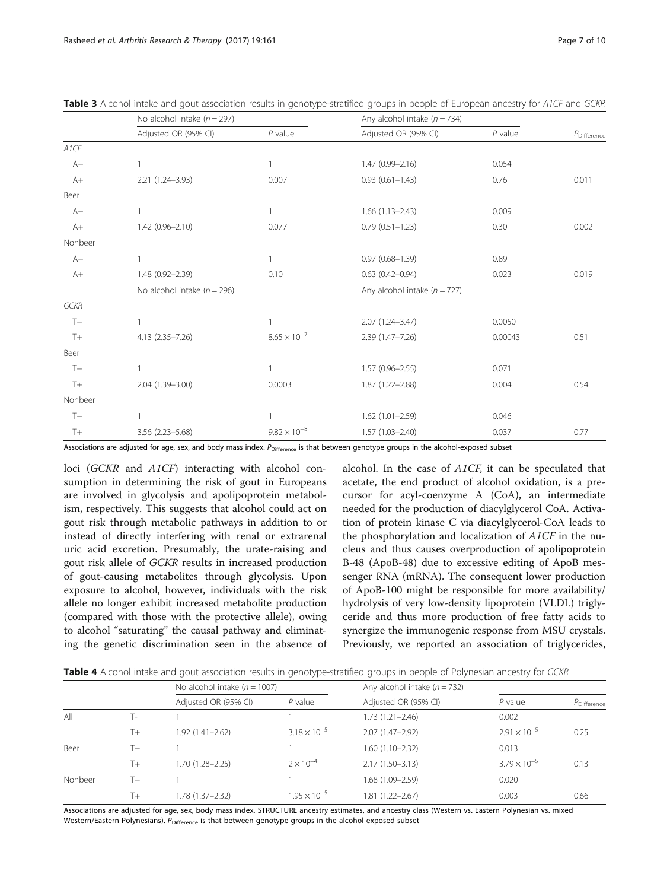**Table 3** Alcohol intake and gout association results in genotype-stratified groups in people of European ancestry for *A1CF* and *GCKR*

| | No alcohol intake ($n = 297$) | | Any alcohol intake ($n = 734$) | | |
|---|---|---|---|---|---|
| | Adjusted OR (95% CI) | *P* value | Adjusted OR (95% CI) | *P* value | $P_{Difference}$ |
| *A1CF* | | | | | |
| A− | 1 | 1 | 1.47 (0.99–2.16) | 0.054 | |
| A+ | 2.21 (1.24–3.93) | 0.007 | 0.93 (0.61–1.43) | 0.76 | 0.011 |
| Beer | | | | | |
| A− | 1 | 1 | 1.66 (1.13–2.43) | 0.009 | |
| A+ | 1.42 (0.96–2.10) | 0.077 | 0.79 (0.51–1.23) | 0.30 | 0.002 |
| Nonbeer | | | | | |
| A− | 1 | 1 | 0.97 (0.68–1.39) | 0.89 | |
| A+ | 1.48 (0.92–2.39) | 0.10 | 0.63 (0.42–0.94) | 0.023 | 0.019 |
| | No alcohol intake ($n = 296$) | | Any alcohol intake ($n = 727$) | | |
| *GCKR* | | | | | |
| T− | 1 | 1 | 2.07 (1.24–3.47) | 0.0050 | |
| T+ | 4.13 (2.35–7.26) | $8.65 \times 10^{-7}$ | 2.39 (1.47–7.26) | 0.00043 | 0.51 |
| Beer | | | | | |
| T− | 1 | 1 | 1.57 (0.96–2.55) | 0.071 | |
| T+ | 2.04 (1.39–3.00) | 0.0003 | 1.87 (1.22–2.88) | 0.004 | 0.54 |
| Nonbeer | | | | | |
| T− | 1 | 1 | 1.62 (1.01–2.59) | 0.046 | |
| T+ | 3.56 (2.23–5.68) | $9.82 \times 10^{-8}$ | 1.57 (1.03–2.40) | 0.037 | 0.77 |

Associations are adjusted for age, sex, and body mass index. $P_{Difference}$ is that between genotype groups in the alcohol-exposed subset

loci (*GCKR* and *A1CF*) interacting with alcohol consumption in determining the risk of gout in Europeans are involved in glycolysis and apolipoprotein metabolism, respectively. This suggests that alcohol could act on gout risk through metabolic pathways in addition to or instead of directly interfering with renal or extrarenal uric acid excretion. Presumably, the urate-raising and gout risk allele of *GCKR* results in increased production of gout-causing metabolites through glycolysis. Upon exposure to alcohol, however, individuals with the risk allele no longer exhibit increased metabolite production (compared with those with the protective allele), owing to alcohol "saturating" the causal pathway and eliminating the genetic discrimination seen in the absence of alcohol. In the case of *A1CF*, it can be speculated that acetate, the end product of alcohol oxidation, is a precursor for acyl-coenzyme A (CoA), an intermediate needed for the production of diacylglycerol CoA. Activation of protein kinase C via diacylglycerol-CoA leads to the phosphorylation and localization of *A1CF* in the nucleus and thus causes overproduction of apolipoprotein B-48 (ApoB-48) due to excessive editing of ApoB messenger RNA (mRNA). The consequent lower production of ApoB-100 might be responsible for more availability/hydrolysis of very low-density lipoprotein (VLDL) triglyceride and thus more production of free fatty acids to synergize the immunogenic response from MSU crystals. Previously, we reported an association of triglycerides,

**Table 4** Alcohol intake and gout association results in genotype-stratified groups in people of Polynesian ancestry for *GCKR*

| | | No alcohol intake ($n = 1007$) | | Any alcohol intake ($n = 732$) | | |
|---|---|---|---|---|---|---|
| | | Adjusted OR (95% CI) | *P* value | Adjusted OR (95% CI) | *P* value | $P_{Difference}$ |
| All | T- | 1 | 1 | 1.73 (1.21–2.46) | 0.002 | |
| | T+ | 1.92 (1.41–2.62) | $3.18 \times 10^{-5}$ | 2.07 (1.47–2.92) | $2.91 \times 10^{-5}$ | 0.25 |
| Beer | T− | 1 | 1 | 1.60 (1.10–2.32) | 0.013 | |
| | T+ | 1.70 (1.28–2.25) | $2 \times 10^{-4}$ | 2.17 (1.50–3.13) | $3.79 \times 10^{-5}$ | 0.13 |
| Nonbeer | T− | 1 | 1 | 1.68 (1.09–2.59) | 0.020 | |
| | T+ | 1.78 (1.37–2.32) | $1.95 \times 10^{-5}$ | 1.81 (1.22–2.67) | 0.003 | 0.66 |

Associations are adjusted for age, sex, body mass index, STRUCTURE ancestry estimates, and ancestry class (Western vs. Eastern Polynesian vs. mixed Western/Eastern Polynesians). $P_{Difference}$ is that between genotype groups in the alcohol-exposed subset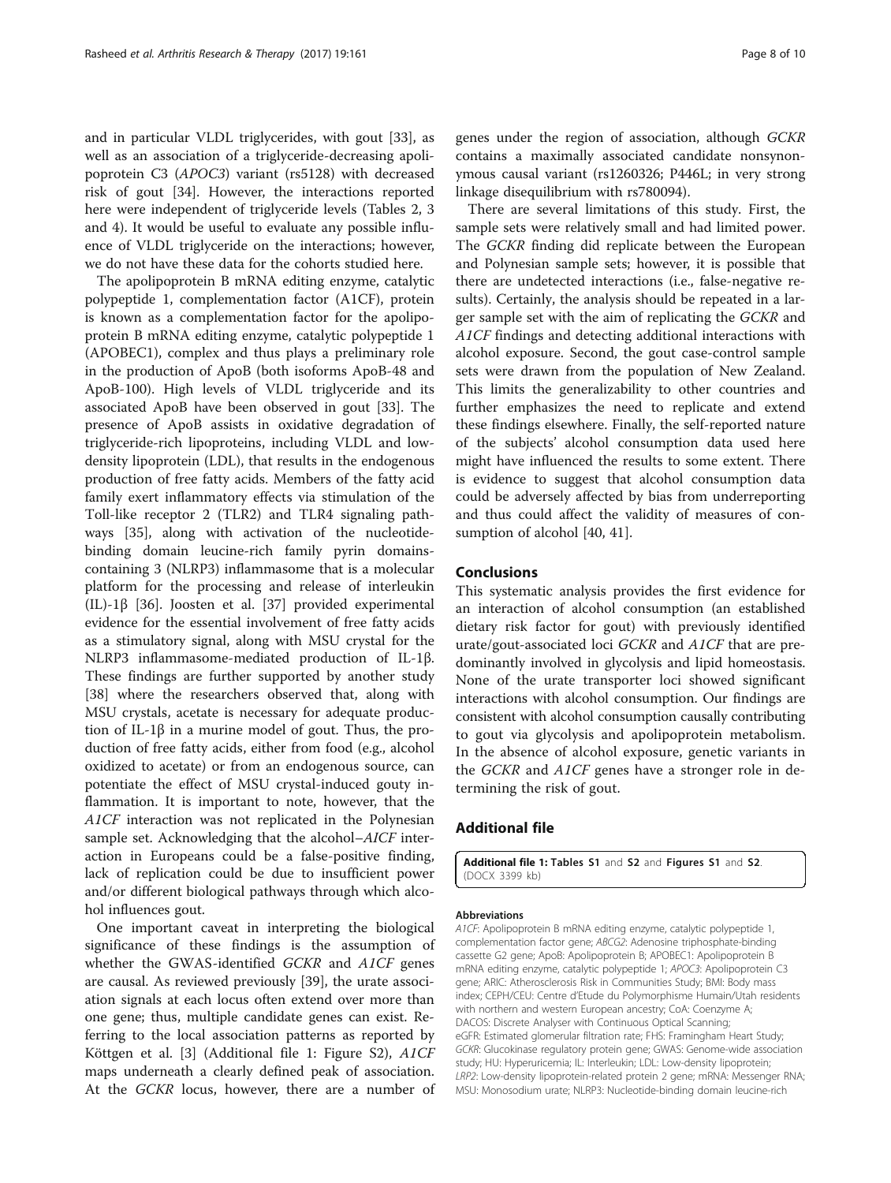and in particular VLDL triglycerides, with gout [33], as well as an association of a triglyceride-decreasing apolipoprotein C3 (*APOC3*) variant (rs5128) with decreased risk of gout [34]. However, the interactions reported here were independent of triglyceride levels (Tables 2, 3 and 4). It would be useful to evaluate any possible influence of VLDL triglyceride on the interactions; however, we do not have these data for the cohorts studied here.

The apolipoprotein B mRNA editing enzyme, catalytic polypeptide 1, complementation factor (A1CF), protein is known as a complementation factor for the apolipoprotein B mRNA editing enzyme, catalytic polypeptide 1 (APOBEC1), complex and thus plays a preliminary role in the production of ApoB (both isoforms ApoB-48 and ApoB-100). High levels of VLDL triglyceride and its associated ApoB have been observed in gout [33]. The presence of ApoB assists in oxidative degradation of triglyceride-rich lipoproteins, including VLDL and low-density lipoprotein (LDL), that results in the endogenous production of free fatty acids. Members of the fatty acid family exert inflammatory effects via stimulation of the Toll-like receptor 2 (TLR2) and TLR4 signaling pathways [35], along with activation of the nucleotide-binding domain leucine-rich family pyrin domains-containing 3 (NLRP3) inflammasome that is a molecular platform for the processing and release of interleukin (IL)-1β [36]. Joosten et al. [37] provided experimental evidence for the essential involvement of free fatty acids as a stimulatory signal, along with MSU crystal for the NLRP3 inflammasome-mediated production of IL-1β. These findings are further supported by another study [38] where the researchers observed that, along with MSU crystals, acetate is necessary for adequate production of IL-1β in a murine model of gout. Thus, the production of free fatty acids, either from food (e.g., alcohol oxidized to acetate) or from an endogenous source, can potentiate the effect of MSU crystal-induced gouty inflammation. It is important to note, however, that the *A1CF* interaction was not replicated in the Polynesian sample set. Acknowledging that the alcohol–*AICF* interaction in Europeans could be a false-positive finding, lack of replication could be due to insufficient power and/or different biological pathways through which alcohol influences gout.

One important caveat in interpreting the biological significance of these findings is the assumption of whether the GWAS-identified *GCKR* and *A1CF* genes are causal. As reviewed previously [39], the urate association signals at each locus often extend over more than one gene; thus, multiple candidate genes can exist. Referring to the local association patterns as reported by Köttgen et al. [3] (Additional file 1: Figure S2), *A1CF* maps underneath a clearly defined peak of association. At the *GCKR* locus, however, there are a number of genes under the region of association, although *GCKR* contains a maximally associated candidate nonsynonymous causal variant (rs1260326; P446L; in very strong linkage disequilibrium with rs780094).

There are several limitations of this study. First, the sample sets were relatively small and had limited power. The *GCKR* finding did replicate between the European and Polynesian sample sets; however, it is possible that there are undetected interactions (i.e., false-negative results). Certainly, the analysis should be repeated in a larger sample set with the aim of replicating the *GCKR* and *A1CF* findings and detecting additional interactions with alcohol exposure. Second, the gout case-control sample sets were drawn from the population of New Zealand. This limits the generalizability to other countries and further emphasizes the need to replicate and extend these findings elsewhere. Finally, the self-reported nature of the subjects' alcohol consumption data used here might have influenced the results to some extent. There is evidence to suggest that alcohol consumption data could be adversely affected by bias from underreporting and thus could affect the validity of measures of consumption of alcohol [40, 41].

## Conclusions

This systematic analysis provides the first evidence for an interaction of alcohol consumption (an established dietary risk factor for gout) with previously identified urate/gout-associated loci *GCKR* and *A1CF* that are predominantly involved in glycolysis and lipid homeostasis. None of the urate transporter loci showed significant interactions with alcohol consumption. Our findings are consistent with alcohol consumption causally contributing to gout via glycolysis and apolipoprotein metabolism. In the absence of alcohol exposure, genetic variants in the *GCKR* and *A1CF* genes have a stronger role in determining the risk of gout.

## Additional file

**Additional file 1: Tables S1** and **S2** and **Figures S1** and **S2**. (DOCX 3399 kb)

#### Abbreviations

*A1CF*: Apolipoprotein B mRNA editing enzyme, catalytic polypeptide 1, complementation factor gene; *ABCG2*: Adenosine triphosphate-binding cassette G2 gene; ApoB: Apolipoprotein B; APOBEC1: Apolipoprotein B mRNA editing enzyme, catalytic polypeptide 1; *APOC3*: Apolipoprotein C3 gene; ARIC: Atherosclerosis Risk in Communities Study; BMI: Body mass index; CEPH/CEU: Centre d'Etude du Polymorphisme Humain/Utah residents with northern and western European ancestry; CoA: Coenzyme A; DACOS: Discrete Analyser with Continuous Optical Scanning; eGFR: Estimated glomerular filtration rate; FHS: Framingham Heart Study; *GCKR*: Glucokinase regulatory protein gene; GWAS: Genome-wide association study; HU: Hyperuricemia; IL: Interleukin; LDL: Low-density lipoprotein; *LRP2*: Low-density lipoprotein-related protein 2 gene; mRNA: Messenger RNA; MSU: Monosodium urate; NLRP3: Nucleotide-binding domain leucine-rich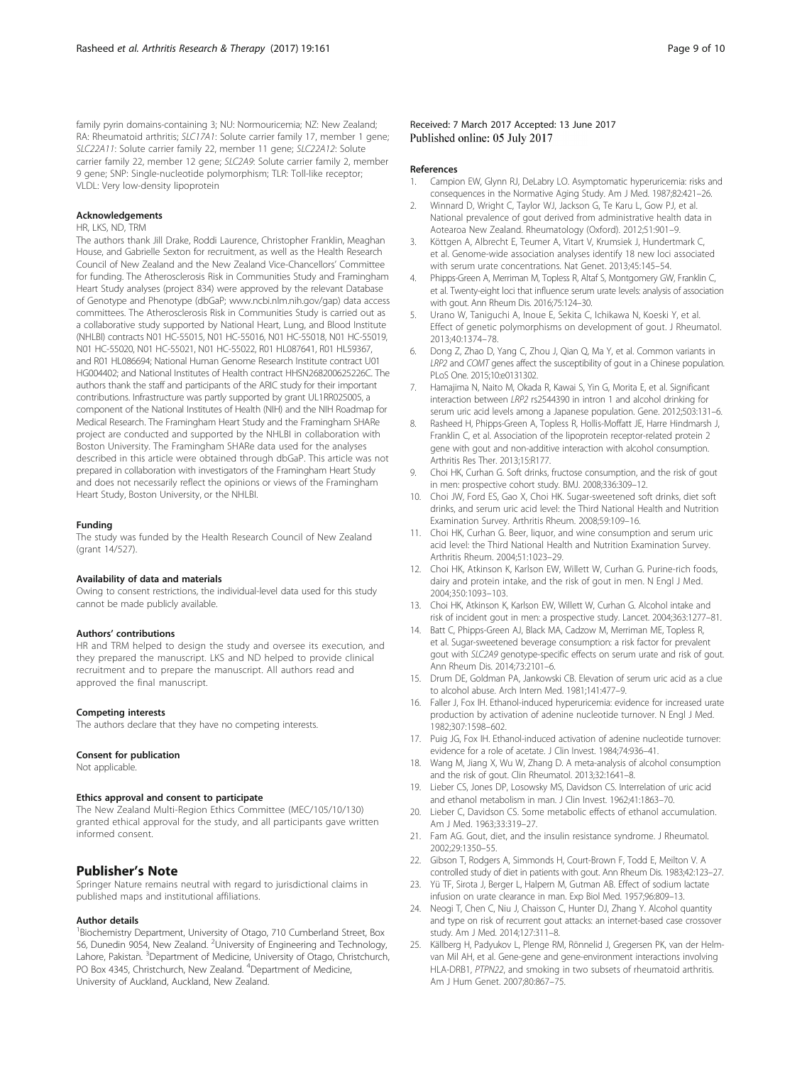family pyrin domains-containing 3; NU: Normouricemia; NZ: New Zealand; RA: Rheumatoid arthritis; *SLC17A1*: Solute carrier family 17, member 1 gene; *SLC22A11*: Solute carrier family 22, member 11 gene; *SLC22A12*: Solute carrier family 22, member 12 gene; *SLC2A9*: Solute carrier family 2, member 9 gene; SNP: Single-nucleotide polymorphism; TLR: Toll-like receptor; VLDL: Very low-density lipoprotein

#### Acknowledgements

HR, LKS, ND, TRM

The authors thank Jill Drake, Roddi Laurence, Christopher Franklin, Meaghan House, and Gabrielle Sexton for recruitment, as well as the Health Research Council of New Zealand and the New Zealand Vice-Chancellors' Committee for funding. The Atherosclerosis Risk in Communities Study and Framingham Heart Study analyses (project 834) were approved by the relevant Database of Genotype and Phenotype (dbGaP; www.ncbi.nlm.nih.gov/gap) data access committees. The Atherosclerosis Risk in Communities Study is carried out as a collaborative study supported by National Heart, Lung, and Blood Institute (NHLBI) contracts N01 HC-55015, N01 HC-55016, N01 HC-55018, N01 HC-55019, N01 HC-55020, N01 HC-55021, N01 HC-55022, R01 HL087641, R01 HL59367, and R01 HL086694; National Human Genome Research Institute contract U01 HG004402; and National Institutes of Health contract HHSN268200625226C. The authors thank the staff and participants of the ARIC study for their important contributions. Infrastructure was partly supported by grant UL1RR025005, a component of the National Institutes of Health (NIH) and the NIH Roadmap for Medical Research. The Framingham Heart Study and the Framingham SHARe project are conducted and supported by the NHLBI in collaboration with Boston University. The Framingham SHARe data used for the analyses described in this article were obtained through dbGaP. This article was not prepared in collaboration with investigators of the Framingham Heart Study and does not necessarily reflect the opinions or views of the Framingham Heart Study, Boston University, or the NHLBI.

#### Funding

The study was funded by the Health Research Council of New Zealand (grant 14/527).

#### Availability of data and materials

Owing to consent restrictions, the individual-level data used for this study cannot be made publicly available.

#### Authors' contributions

HR and TRM helped to design the study and oversee its execution, and they prepared the manuscript. LKS and ND helped to provide clinical recruitment and to prepare the manuscript. All authors read and approved the final manuscript.

#### Competing interests

The authors declare that they have no competing interests.

#### Consent for publication

Not applicable.

#### Ethics approval and consent to participate

The New Zealand Multi-Region Ethics Committee (MEC/105/10/130) granted ethical approval for the study, and all participants gave written informed consent.

## Publisher's Note

Springer Nature remains neutral with regard to jurisdictional claims in published maps and institutional affiliations.

#### Author details

[1]Biochemistry Department, University of Otago, 710 Cumberland Street, Box 56, Dunedin 9054, New Zealand. [2]University of Engineering and Technology, Lahore, Pakistan. [3]Department of Medicine, University of Otago, Christchurch, PO Box 4345, Christchurch, New Zealand. [4]Department of Medicine, University of Auckland, Auckland, New Zealand.

Received: 7 March 2017 Accepted: 13 June 2017
Published online: 05 July 2017

#### References

1. Campion EW, Glynn RJ, DeLabry LO. Asymptomatic hyperuricemia: risks and consequences in the Normative Aging Study. Am J Med. 1987;82:421–26.
2. Winnard D, Wright C, Taylor WJ, Jackson G, Te Karu L, Gow PJ, et al. National prevalence of gout derived from administrative health data in Aotearoa New Zealand. Rheumatology (Oxford). 2012;51:901–9.
3. Köttgen A, Albrecht E, Teumer A, Vitart V, Krumsiek J, Hundertmark C, et al. Genome-wide association analyses identify 18 new loci associated with serum urate concentrations. Nat Genet. 2013;45:145–54.
4. Phipps-Green A, Merriman M, Topless R, Altaf S, Montgomery GW, Franklin C, et al. Twenty-eight loci that influence serum urate levels: analysis of association with gout. Ann Rheum Dis. 2016;75:124–30.
5. Urano W, Taniguchi A, Inoue E, Sekita C, Ichikawa N, Koeski Y, et al. Effect of genetic polymorphisms on development of gout. J Rheumatol. 2013;40:1374–78.
6. Dong Z, Zhao D, Yang C, Zhou J, Qian Q, Ma Y, et al. Common variants in *LRP2* and *COMT* genes affect the susceptibility of gout in a Chinese population. PLoS One. 2015;10:e0131302.
7. Hamajima N, Naito M, Okada R, Kawai S, Yin G, Morita E, et al. Significant interaction between *LRP2* rs2544390 in intron 1 and alcohol drinking for serum uric acid levels among a Japanese population. Gene. 2012;503:131–6.
8. Rasheed H, Phipps-Green A, Topless R, Hollis-Moffatt JE, Harre Hindmarsh J, Franklin C, et al. Association of the lipoprotein receptor-related protein 2 gene with gout and non-additive interaction with alcohol consumption. Arthritis Res Ther. 2013;15:R177.
9. Choi HK, Curhan G. Soft drinks, fructose consumption, and the risk of gout in men: prospective cohort study. BMJ. 2008;336:309–12.
10. Choi JW, Ford ES, Gao X, Choi HK. Sugar-sweetened soft drinks, diet soft drinks, and serum uric acid level: the Third National Health and Nutrition Examination Survey. Arthritis Rheum. 2008;59:109–16.
11. Choi HK, Curhan G. Beer, liquor, and wine consumption and serum uric acid level: the Third National Health and Nutrition Examination Survey. Arthritis Rheum. 2004;51:1023–29.
12. Choi HK, Atkinson K, Karlson EW, Willett W, Curhan G. Purine-rich foods, dairy and protein intake, and the risk of gout in men. N Engl J Med. 2004;350:1093–103.
13. Choi HK, Atkinson K, Karlson EW, Willett W, Curhan G. Alcohol intake and risk of incident gout in men: a prospective study. Lancet. 2004;363:1277–81.
14. Batt C, Phipps-Green AJ, Black MA, Cadzow M, Merriman ME, Topless R, et al. Sugar-sweetened beverage consumption: a risk factor for prevalent gout with *SLC2A9* genotype-specific effects on serum urate and risk of gout. Ann Rheum Dis. 2014;73:2101–6.
15. Drum DE, Goldman PA, Jankowski CB. Elevation of serum uric acid as a clue to alcohol abuse. Arch Intern Med. 1981;141:477–9.
16. Faller J, Fox IH. Ethanol-induced hyperuricemia: evidence for increased urate production by activation of adenine nucleotide turnover. N Engl J Med. 1982;307:1598–602.
17. Puig JG, Fox IH. Ethanol-induced activation of adenine nucleotide turnover: evidence for a role of acetate. J Clin Invest. 1984;74:936–41.
18. Wang M, Jiang X, Wu W, Zhang D. A meta-analysis of alcohol consumption and the risk of gout. Clin Rheumatol. 2013;32:1641–8.
19. Lieber CS, Jones DP, Losowsky MS, Davidson CS. Interrelation of uric acid and ethanol metabolism in man. J Clin Invest. 1962;41:1863–70.
20. Lieber C, Davidson CS. Some metabolic effects of ethanol accumulation. Am J Med. 1963;33:319–27.
21. Fam AG. Gout, diet, and the insulin resistance syndrome. J Rheumatol. 2002;29:1350–55.
22. Gibson T, Rodgers A, Simmonds H, Court-Brown F, Todd E, Meilton V. A controlled study of diet in patients with gout. Ann Rheum Dis. 1983;42:123–27.
23. Yü TF, Sirota J, Berger L, Halpern M, Gutman AB. Effect of sodium lactate infusion on urate clearance in man. Exp Biol Med. 1957;96:809–13.
24. Neogi T, Chen C, Niu J, Chaisson C, Hunter DJ, Zhang Y. Alcohol quantity and type on risk of recurrent gout attacks: an internet-based case crossover study. Am J Med. 2014;127:311–8.
25. Källberg H, Padyukov L, Plenge RM, Rönnelid J, Gregersen PK, van der Helm-van Mil AH, et al. Gene-gene and gene-environment interactions involving HLA-DRB1, *PTPN22*, and smoking in two subsets of rheumatoid arthritis. Am J Hum Genet. 2007;80:867–75.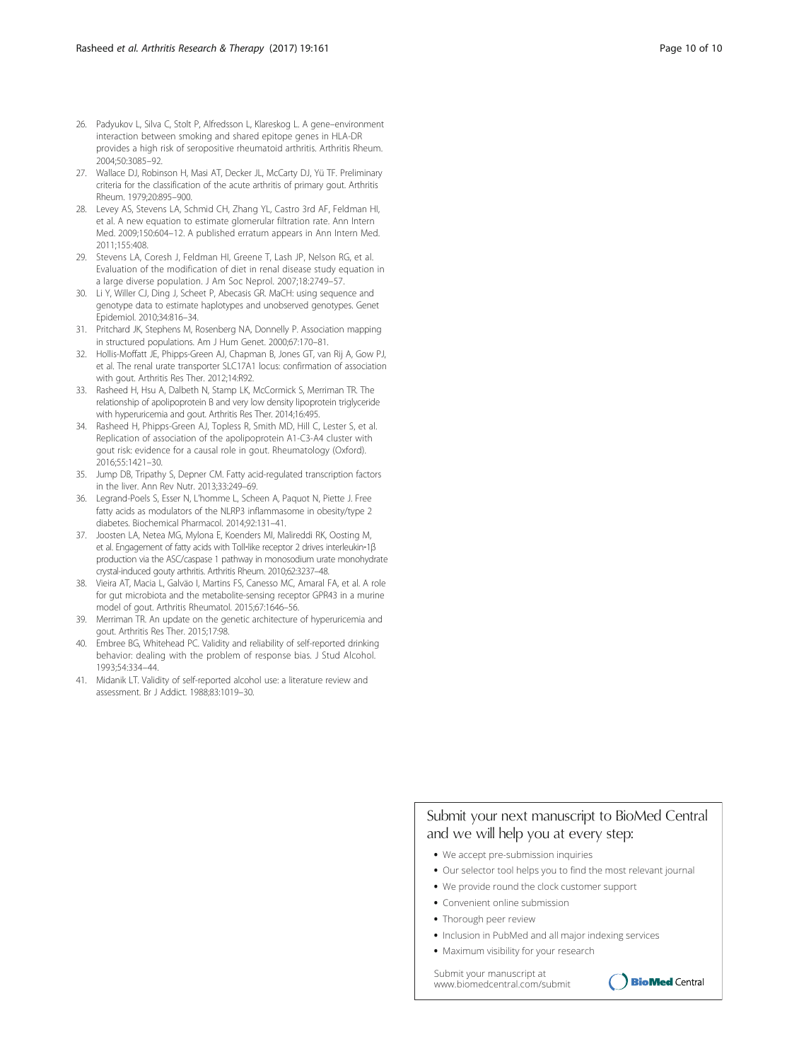26. Padyukov L, Silva C, Stolt P, Alfredsson L, Klareskog L. A gene–environment interaction between smoking and shared epitope genes in HLA-DR provides a high risk of seropositive rheumatoid arthritis. Arthritis Rheum. 2004;50:3085–92.
27. Wallace DJ, Robinson H, Masi AT, Decker JL, McCarty DJ, Yü TF. Preliminary criteria for the classification of the acute arthritis of primary gout. Arthritis Rheum. 1979;20:895–900.
28. Levey AS, Stevens LA, Schmid CH, Zhang YL, Castro 3rd AF, Feldman HI, et al. A new equation to estimate glomerular filtration rate. Ann Intern Med. 2009;150:604–12. A published erratum appears in Ann Intern Med. 2011;155:408.
29. Stevens LA, Coresh J, Feldman HI, Greene T, Lash JP, Nelson RG, et al. Evaluation of the modification of diet in renal disease study equation in a large diverse population. J Am Soc Neprol. 2007;18:2749–57.
30. Li Y, Willer CJ, Ding J, Scheet P, Abecasis GR. MaCH: using sequence and genotype data to estimate haplotypes and unobserved genotypes. Genet Epidemiol. 2010;34:816–34.
31. Pritchard JK, Stephens M, Rosenberg NA, Donnelly P. Association mapping in structured populations. Am J Hum Genet. 2000;67:170–81.
32. Hollis-Moffatt JE, Phipps-Green AJ, Chapman B, Jones GT, van Rij A, Gow PJ, et al. The renal urate transporter SLC17A1 locus: confirmation of association with gout. Arthritis Res Ther. 2012;14:R92.
33. Rasheed H, Hsu A, Dalbeth N, Stamp LK, McCormick S, Merriman TR. The relationship of apolipoprotein B and very low density lipoprotein triglyceride with hyperuricemia and gout. Arthritis Res Ther. 2014;16:495.
34. Rasheed H, Phipps-Green AJ, Topless R, Smith MD, Hill C, Lester S, et al. Replication of association of the apolipoprotein A1-C3-A4 cluster with gout risk: evidence for a causal role in gout. Rheumatology (Oxford). 2016;55:1421–30.
35. Jump DB, Tripathy S, Depner CM. Fatty acid-regulated transcription factors in the liver. Ann Rev Nutr. 2013;33:249–69.
36. Legrand-Poels S, Esser N, L'homme L, Scheen A, Paquot N, Piette J. Free fatty acids as modulators of the NLRP3 inflammasome in obesity/type 2 diabetes. Biochemical Pharmacol. 2014;92:131–41.
37. Joosten LA, Netea MG, Mylona E, Koenders MI, Malireddi RK, Oosting M, et al. Engagement of fatty acids with Toll-like receptor 2 drives interleukin-1β production via the ASC/caspase 1 pathway in monosodium urate monohydrate crystal-induced gouty arthritis. Arthritis Rheum. 2010;62:3237–48.
38. Vieira AT, Macia L, Galvão I, Martins FS, Canesso MC, Amaral FA, et al. A role for gut microbiota and the metabolite-sensing receptor GPR43 in a murine model of gout. Arthritis Rheumatol. 2015;67:1646–56.
39. Merriman TR. An update on the genetic architecture of hyperuricemia and gout. Arthritis Res Ther. 2015;17:98.
40. Embree BG, Whitehead PC. Validity and reliability of self-reported drinking behavior: dealing with the problem of response bias. J Stud Alcohol. 1993;54:334–44.
41. Midanik LT. Validity of self-reported alcohol use: a literature review and assessment. Br J Addict. 1988;83:1019–30.

Submit your next manuscript to BioMed Central and we will help you at every step:

- We accept pre-submission inquiries
- Our selector tool helps you to find the most relevant journal
- We provide round the clock customer support
- Convenient online submission
- Thorough peer review
- Inclusion in PubMed and all major indexing services
- Maximum visibility for your research

Submit your manuscript at www.biomedcentral.com/submit

BioMed Central